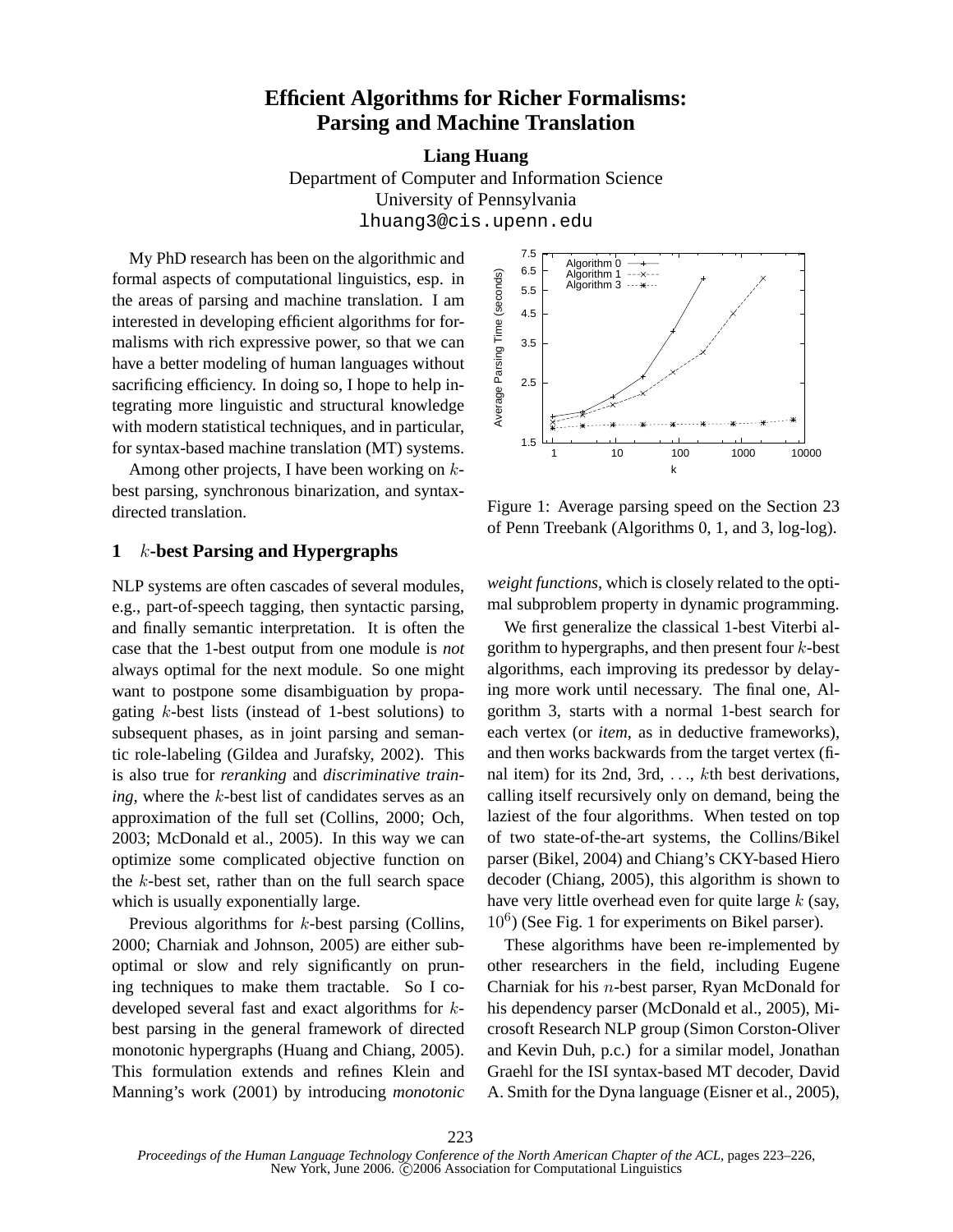# Efficient Algorithms for Richer Formalisms: Parsing and Machine Translation

**Liang Huang**
Department of Computer and Information Science
University of Pennsylvania
lhuang3@cis.upenn.edu

My PhD research has been on the algorithmic and formal aspects of computational linguistics, esp. in the areas of parsing and machine translation. I am interested in developing efficient algorithms for formalisms with rich expressive power, so that we can have a better modeling of human languages without sacrificing efficiency. In doing so, I hope to help integrating more linguistic and structural knowledge with modern statistical techniques, and in particular, for syntax-based machine translation (MT) systems.

Among other projects, I have been working on $k$-best parsing, synchronous binarization, and syntax-directed translation.

## 1 $k$-best Parsing and Hypergraphs

NLP systems are often cascades of several modules, e.g., part-of-speech tagging, then syntactic parsing, and finally semantic interpretation. It is often the case that the 1-best output from one module is *not* always optimal for the next module. So one might want to postpone some disambiguation by propagating $k$-best lists (instead of 1-best solutions) to subsequent phases, as in joint parsing and semantic role-labeling (Gildea and Jurafsky, 2002). This is also true for *reranking* and *discriminative training*, where the $k$-best list of candidates serves as an approximation of the full set (Collins, 2000; Och, 2003; McDonald et al., 2005). In this way we can optimize some complicated objective function on the $k$-best set, rather than on the full search space which is usually exponentially large.

Previous algorithms for $k$-best parsing (Collins, 2000; Charniak and Johnson, 2005) are either suboptimal or slow and rely significantly on pruning techniques to make them tractable. So I co-developed several fast and exact algorithms for $k$-best parsing in the general framework of directed monotonic hypergraphs (Huang and Chiang, 2005). This formulation extends and refines Klein and Manning's work (2001) by introducing *monotonic weight functions*, which is closely related to the optimal subproblem property in dynamic programming.

Figure 1: Average parsing speed on the Section 23 of Penn Treebank (Algorithms 0, 1, and 3, log-log).

We first generalize the classical 1-best Viterbi algorithm to hypergraphs, and then present four $k$-best algorithms, each improving its predessor by delaying more work until necessary. The final one, Algorithm 3, starts with a normal 1-best search for each vertex (or *item*, as in deductive frameworks), and then works backwards from the target vertex (final item) for its 2nd, 3rd, ..., $k$th best derivations, calling itself recursively only on demand, being the laziest of the four algorithms. When tested on top of two state-of-the-art systems, the Collins/Bikel parser (Bikel, 2004) and Chiang's CKY-based Hiero decoder (Chiang, 2005), this algorithm is shown to have very little overhead even for quite large $k$ (say, $10^6$) (See Fig. 1 for experiments on Bikel parser).

These algorithms have been re-implemented by other researchers in the field, including Eugene Charniak for his $n$-best parser, Ryan McDonald for his dependency parser (McDonald et al., 2005), Microsoft Research NLP group (Simon Corston-Oliver and Kevin Duh, p.c.) for a similar model, Jonathan Graehl for the ISI syntax-based MT decoder, David A. Smith for the Dyna language (Eisner et al., 2005),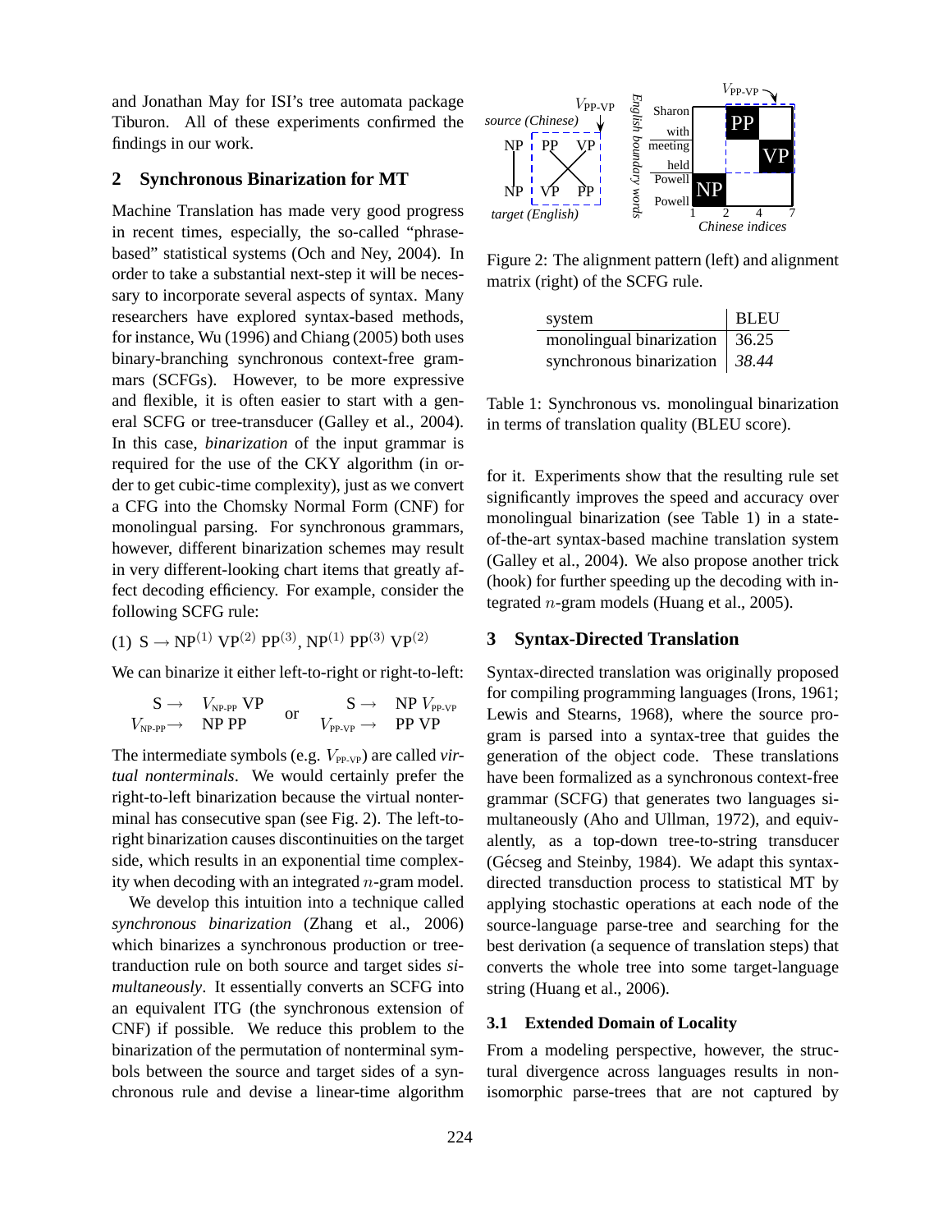and Jonathan May for ISI's tree automata package Tiburon. All of these experiments confirmed the findings in our work.

## 2 Synchronous Binarization for MT

Machine Translation has made very good progress in recent times, especially, the so-called "phrase-based" statistical systems (Och and Ney, 2004). In order to take a substantial next-step it will be necessary to incorporate several aspects of syntax. Many researchers have explored syntax-based methods, for instance, Wu (1996) and Chiang (2005) both uses binary-branching synchronous context-free grammars (SCFGs). However, to be more expressive and flexible, it is often easier to start with a general SCFG or tree-transducer (Galley et al., 2004). In this case, *binarization* of the input grammar is required for the use of the CKY algorithm (in order to get cubic-time complexity), just as we convert a CFG into the Chomsky Normal Form (CNF) for monolingual parsing. For synchronous grammars, however, different binarization schemes may result in very different-looking chart items that greatly affect decoding efficiency. For example, consider the following SCFG rule:

(1) $\mathrm{S} \rightarrow \mathrm{NP}^{(1)}\ \mathrm{VP}^{(2)}\ \mathrm{PP}^{(3)},\ \mathrm{NP}^{(1)}\ \mathrm{PP}^{(3)}\ \mathrm{VP}^{(2)}$

We can binarize it either left-to-right or right-to-left:

$$\begin{array}{rl} \mathrm{S} \rightarrow & V_{\text{NP-PP}}\ \mathrm{VP} \\ V_{\text{NP-PP}} \rightarrow & \mathrm{NP}\ \mathrm{PP} \end{array} \quad \text{or} \quad \begin{array}{rl} \mathrm{S} \rightarrow & \mathrm{NP}\ V_{\text{PP-VP}} \\ V_{\text{PP-VP}} \rightarrow & \mathrm{PP}\ \mathrm{VP} \end{array}$$

The intermediate symbols (e.g. $V_{\text{PP-VP}}$) are called *virtual nonterminals*. We would certainly prefer the right-to-left binarization because the virtual nonterminal has consecutive span (see Fig. 2). The left-to-right binarization causes discontinuities on the target side, which results in an exponential time complexity when decoding with an integrated $n$-gram model.

We develop this intuition into a technique called *synchronous binarization* (Zhang et al., 2006) which binarizes a synchronous production or tree-tranduction rule on both source and target sides *simultaneously*. It essentially converts an SCFG into an equivalent ITG (the synchronous extension of CNF) if possible. We reduce this problem to the binarization of the permutation of nonterminal symbols between the source and target sides of a synchronous rule and devise a linear-time algorithm for it. Experiments show that the resulting rule set significantly improves the speed and accuracy over monolingual binarization (see Table 1) in a state-of-the-art syntax-based machine translation system (Galley et al., 2004). We also propose another trick (hook) for further speeding up the decoding with integrated $n$-gram models (Huang et al., 2005).

Figure 2: The alignment pattern (left) and alignment matrix (right) of the SCFG rule.

| system | BLEU |
|---|---|
| monolingual binarization | 36.25 |
| synchronous binarization | *38.44* |

Table 1: Synchronous vs. monolingual binarization in terms of translation quality (BLEU score).

## 3 Syntax-Directed Translation

Syntax-directed translation was originally proposed for compiling programming languages (Irons, 1961; Lewis and Stearns, 1968), where the source program is parsed into a syntax-tree that guides the generation of the object code. These translations have been formalized as a synchronous context-free grammar (SCFG) that generates two languages simultaneously (Aho and Ullman, 1972), and equivalently, as a top-down tree-to-string transducer (Gécseg and Steinby, 1984). We adapt this syntax-directed transduction process to statistical MT by applying stochastic operations at each node of the source-language parse-tree and searching for the best derivation (a sequence of translation steps) that converts the whole tree into some target-language string (Huang et al., 2006).

### 3.1 Extended Domain of Locality

From a modeling perspective, however, the structural divergence across languages results in non-isomorphic parse-trees that are not captured by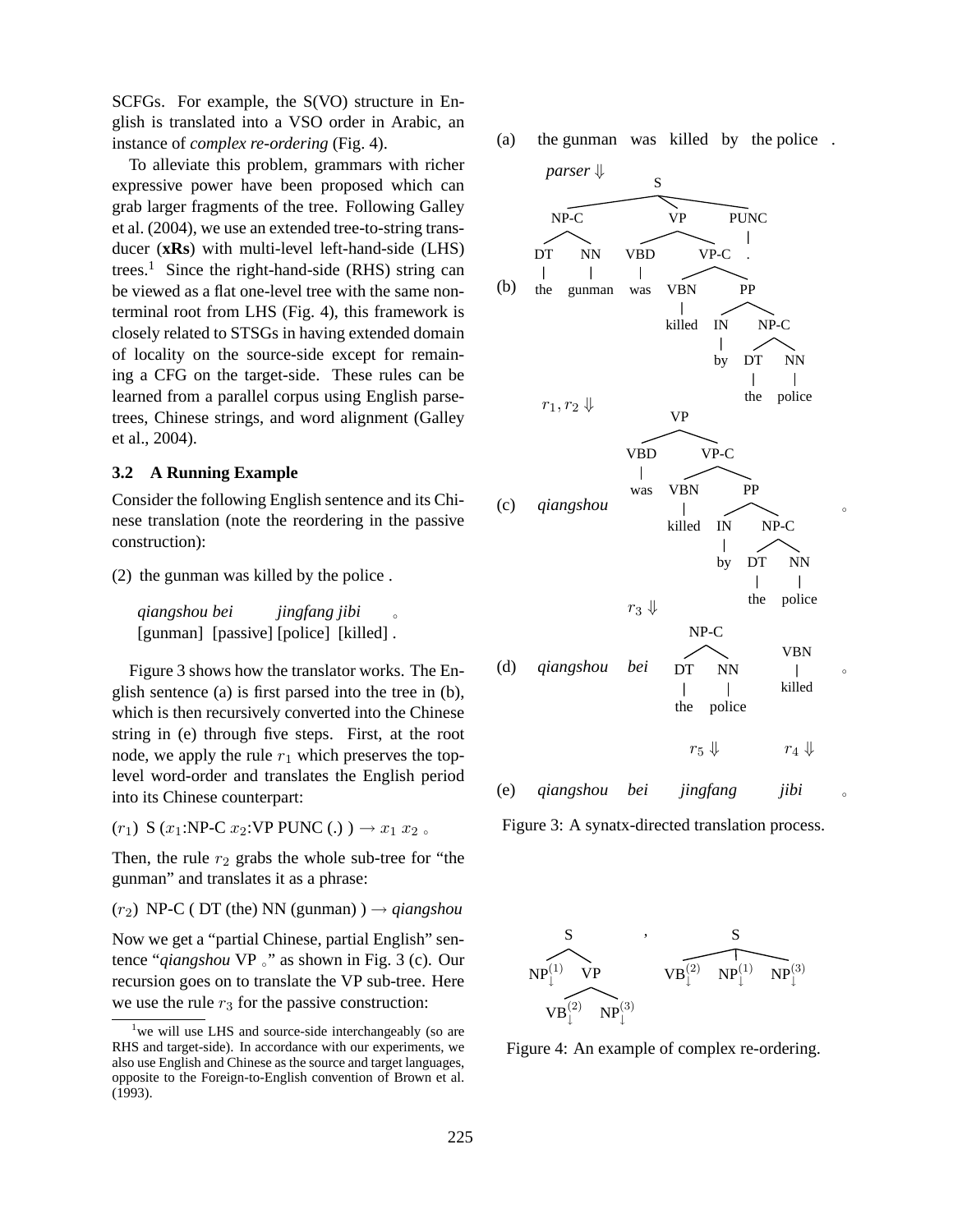SCFGs. For example, the S(VO) structure in English is translated into a VSO order in Arabic, an instance of *complex re-ordering* (Fig. 4).

To alleviate this problem, grammars with richer expressive power have been proposed which can grab larger fragments of the tree. Following Galley et al. (2004), we use an extended tree-to-string transducer (**xRs**) with multi-level left-hand-side (LHS) trees.[1] Since the right-hand-side (RHS) string can be viewed as a flat one-level tree with the same nonterminal root from LHS (Fig. 4), this framework is closely related to STSGs in having extended domain of locality on the source-side except for remaining a CFG on the target-side. These rules can be learned from a parallel corpus using English parse-trees, Chinese strings, and word alignment (Galley et al., 2004).

### 3.2 A Running Example

Consider the following English sentence and its Chinese translation (note the reordering in the passive construction):

(2) the gunman was killed by the police .

*qiangshou bei* *jingfang jibi* 。
[gunman] [passive] [police] [killed] .

Figure 3 shows how the translator works. The English sentence (a) is first parsed into the tree in (b), which is then recursively converted into the Chinese string in (e) through five steps. First, at the root node, we apply the rule $r_1$ which preserves the top-level word-order and translates the English period into its Chinese counterpart:

($r_1$) S ($x_1$:NP-C $x_2$:VP PUNC (.) ) $\rightarrow$ $x_1$ $x_2$ 。

Then, the rule $r_2$ grabs the whole sub-tree for "the gunman" and translates it as a phrase:

($r_2$) NP-C ( DT (the) NN (gunman) ) $\rightarrow$ *qiangshou*

Now we get a "partial Chinese, partial English" sentence "*qiangshou* VP 。" as shown in Fig. 3 (c). Our recursion goes on to translate the VP sub-tree. Here we use the rule $r_3$ for the passive construction:

[1]we will use LHS and source-side interchangeably (so are RHS and target-side). In accordance with our experiments, we also use English and Chinese as the source and target languages, opposite to the Foreign-to-English convention of Brown et al. (1993).

(a) the gunman was killed by the police .

*parser* ⇓

(b) [S [NP-C [DT the] [NN gunman]] [VP [VBD was] [VP-C [VBN killed] [PP [IN by] [NP-C [DT the] [NN police]]]]] [PUNC .]]

$r_1, r_2$ ⇓

(c) *qiangshou* [VP [VBD was] [VP-C [VBN killed] [PP [IN by] [NP-C [DT the] [NN police]]]]] 。

$r_3$ ⇓

(d) *qiangshou* *bei* [NP-C [DT the] [NN police]] [VBN killed] 。

$r_5$ ⇓ $r_4$ ⇓

(e) *qiangshou* *bei* *jingfang* *jibi* 。

Figure 3: A synatx-directed translation process.

S ( $NP_{\downarrow}^{(1)}$ VP ( $VB_{\downarrow}^{(2)}$ $NP_{\downarrow}^{(3)}$ ) ) , S ( $VB_{\downarrow}^{(2)}$ $NP_{\downarrow}^{(1)}$ $NP_{\downarrow}^{(3)}$ )

Figure 4: An example of complex re-ordering.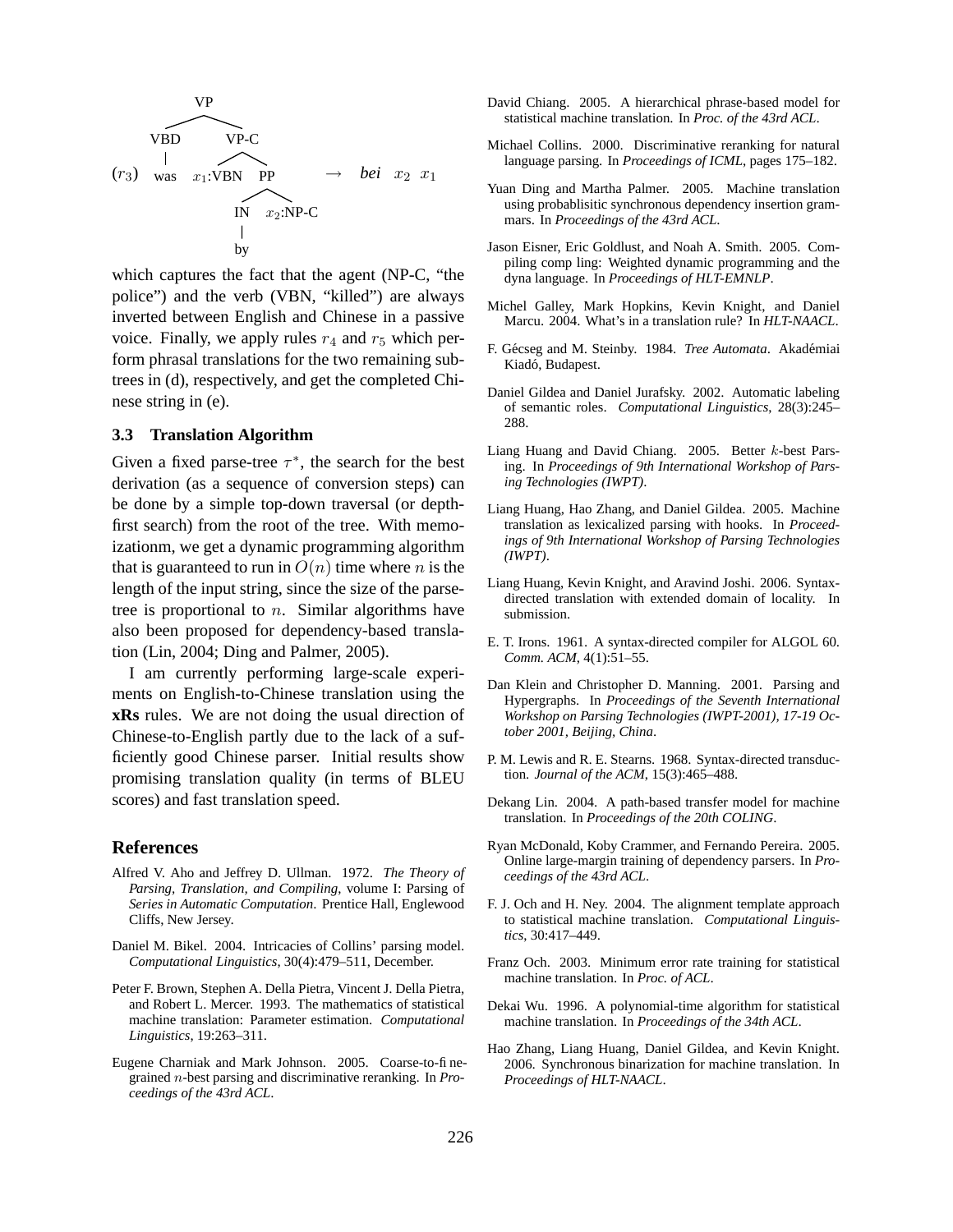$(r_3)$ VP( VBD(was) VP-C( $x_1$:VBN PP( IN(by) $x_2$:NP-C ) ) ) $\rightarrow$ *bei* $x_2$ $x_1$

which captures the fact that the agent (NP-C, "the police") and the verb (VBN, "killed") are always inverted between English and Chinese in a passive voice. Finally, we apply rules $r_4$ and $r_5$ which perform phrasal translations for the two remaining subtrees in (d), respectively, and get the completed Chinese string in (e).

### 3.3 Translation Algorithm

Given a fixed parse-tree $\tau^*$, the search for the best derivation (as a sequence of conversion steps) can be done by a simple top-down traversal (or depth-first search) from the root of the tree. With memoizationm, we get a dynamic programming algorithm that is guaranteed to run in $O(n)$ time where $n$ is the length of the input string, since the size of the parse-tree is proportional to $n$. Similar algorithms have also been proposed for dependency-based translation (Lin, 2004; Ding and Palmer, 2005).

I am currently performing large-scale experiments on English-to-Chinese translation using the **xRs** rules. We are not doing the usual direction of Chinese-to-English partly due to the lack of a sufficiently good Chinese parser. Initial results show promising translation quality (in terms of BLEU scores) and fast translation speed.

## References

Alfred V. Aho and Jeffrey D. Ullman. 1972. *The Theory of Parsing, Translation, and Compiling*, volume I: Parsing of *Series in Automatic Computation*. Prentice Hall, Englewood Cliffs, New Jersey.

Daniel M. Bikel. 2004. Intricacies of Collins' parsing model. *Computational Linguistics*, 30(4):479–511, December.

Peter F. Brown, Stephen A. Della Pietra, Vincent J. Della Pietra, and Robert L. Mercer. 1993. The mathematics of statistical machine translation: Parameter estimation. *Computational Linguistics*, 19:263–311.

Eugene Charniak and Mark Johnson. 2005. Coarse-to-fine-grained $n$-best parsing and discriminative reranking. In *Proceedings of the 43rd ACL*.

David Chiang. 2005. A hierarchical phrase-based model for statistical machine translation. In *Proc. of the 43rd ACL*.

Michael Collins. 2000. Discriminative reranking for natural language parsing. In *Proceedings of ICML*, pages 175–182.

Yuan Ding and Martha Palmer. 2005. Machine translation using probablisitic synchronous dependency insertion grammars. In *Proceedings of the 43rd ACL*.

Jason Eisner, Eric Goldlust, and Noah A. Smith. 2005. Compiling comp ling: Weighted dynamic programming and the dyna language. In *Proceedings of HLT-EMNLP*.

Michel Galley, Mark Hopkins, Kevin Knight, and Daniel Marcu. 2004. What's in a translation rule? In *HLT-NAACL*.

F. Gécseg and M. Steinby. 1984. *Tree Automata*. Akadémiai Kiadó, Budapest.

Daniel Gildea and Daniel Jurafsky. 2002. Automatic labeling of semantic roles. *Computational Linguistics*, 28(3):245–288.

Liang Huang and David Chiang. 2005. Better $k$-best Parsing. In *Proceedings of 9th International Workshop of Parsing Technologies (IWPT)*.

Liang Huang, Hao Zhang, and Daniel Gildea. 2005. Machine translation as lexicalized parsing with hooks. In *Proceedings of 9th International Workshop of Parsing Technologies (IWPT)*.

Liang Huang, Kevin Knight, and Aravind Joshi. 2006. Syntax-directed translation with extended domain of locality. In submission.

E. T. Irons. 1961. A syntax-directed compiler for ALGOL 60. *Comm. ACM*, 4(1):51–55.

Dan Klein and Christopher D. Manning. 2001. Parsing and Hypergraphs. In *Proceedings of the Seventh International Workshop on Parsing Technologies (IWPT-2001), 17-19 October 2001, Beijing, China*.

P. M. Lewis and R. E. Stearns. 1968. Syntax-directed transduction. *Journal of the ACM*, 15(3):465–488.

Dekang Lin. 2004. A path-based transfer model for machine translation. In *Proceedings of the 20th COLING*.

Ryan McDonald, Koby Crammer, and Fernando Pereira. 2005. Online large-margin training of dependency parsers. In *Proceedings of the 43rd ACL*.

F. J. Och and H. Ney. 2004. The alignment template approach to statistical machine translation. *Computational Linguistics*, 30:417–449.

Franz Och. 2003. Minimum error rate training for statistical machine translation. In *Proc. of ACL*.

Dekai Wu. 1996. A polynomial-time algorithm for statistical machine translation. In *Proceedings of the 34th ACL*.

Hao Zhang, Liang Huang, Daniel Gildea, and Kevin Knight. 2006. Synchronous binarization for machine translation. In *Proceedings of HLT-NAACL*.